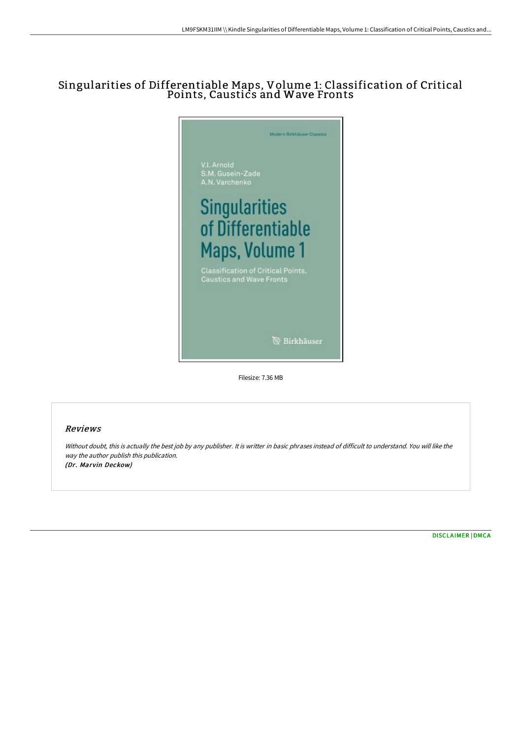# Singularities of Differentiable Maps, Volume 1: Classification of Critical Points, Caustics and Wave Fronts

Modern Birkhäuser Classics

V.I. Arnold
S.M. Gusein-Zade
A.N. Varchenko

Singularities of Differentiable Maps, Volume 1

Classification of Critical Points, Caustics and Wave Fronts

Birkhäuser

Filesize: 7.36 MB

## Reviews

*Without doubt, this is actually the best job by any publisher. It is writter in basic phrases instead of difficult to understand. You will like the way the author publish this publication.*
*(Dr. Marvin Deckow)*

DISCLAIMER | DMCA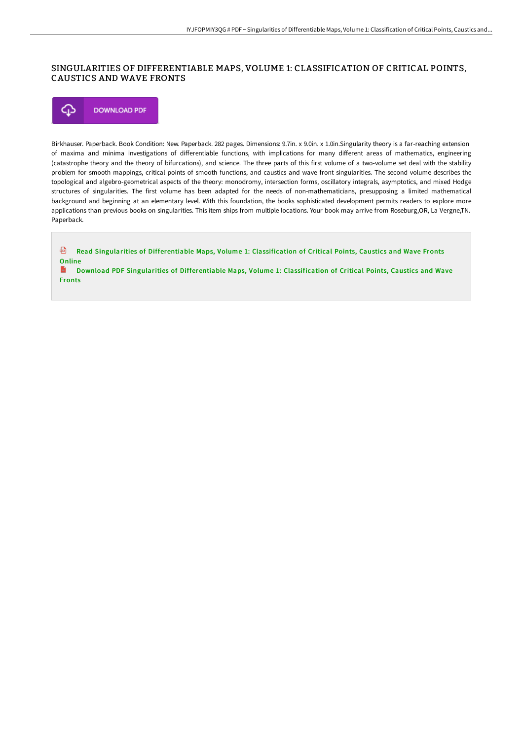# SINGULARITIES OF DIFFERENTIABLE MAPS, VOLUME 1: CLASSIFICATION OF CRITICAL POINTS, CAUSTICS AND WAVE FRONTS

DOWNLOAD PDF

Birkhauser. Paperback. Book Condition: New. Paperback. 282 pages. Dimensions: 9.7in. x 9.0in. x 1.0in.Singularity theory is a far-reaching extension of maxima and minima investigations of differentiable functions, with implications for many different areas of mathematics, engineering (catastrophe theory and the theory of bifurcations), and science. The three parts of this first volume of a two-volume set deal with the stability problem for smooth mappings, critical points of smooth functions, and caustics and wave front singularities. The second volume describes the topological and algebro-geometrical aspects of the theory: monodromy, intersection forms, oscillatory integrals, asymptotics, and mixed Hodge structures of singularities. The first volume has been adapted for the needs of non-mathematicians, presupposing a limited mathematical background and beginning at an elementary level. With this foundation, the books sophisticated development permits readers to explore more applications than previous books on singularities. This item ships from multiple locations. Your book may arrive from Roseburg,OR, La Vergne,TN. Paperback.

Read Singularities of Differentiable Maps, Volume 1: Classification of Critical Points, Caustics and Wave Fronts Online

Download PDF Singularities of Differentiable Maps, Volume 1: Classification of Critical Points, Caustics and Wave Fronts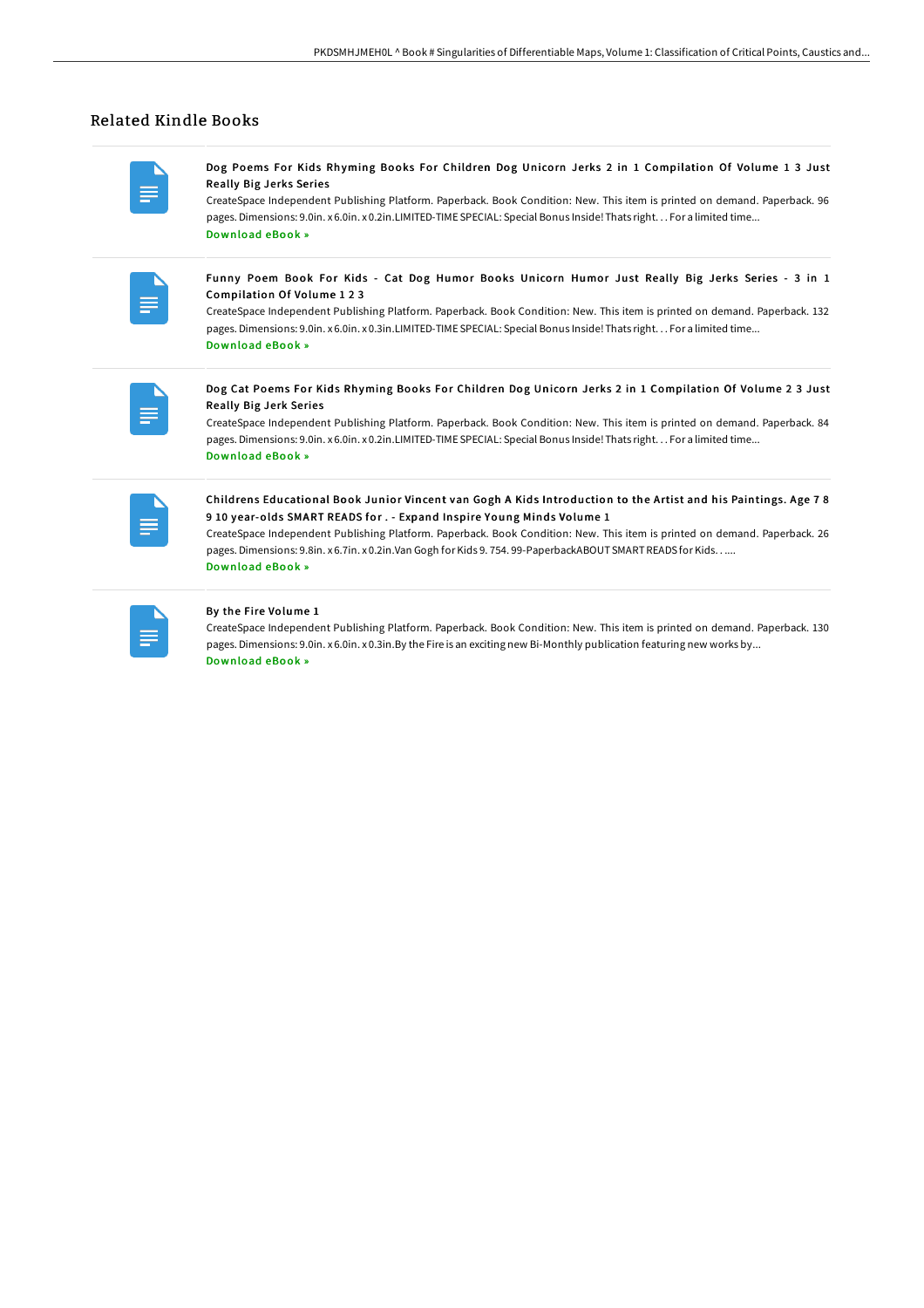## Related Kindle Books

**Dog Poems For Kids Rhyming Books For Children Dog Unicorn Jerks 2 in 1 Compilation Of Volume 1 3 Just Really Big Jerks Series**

CreateSpace Independent Publishing Platform. Paperback. Book Condition: New. This item is printed on demand. Paperback. 96 pages. Dimensions: 9.0in. x 6.0in. x 0.2in.LIMITED-TIME SPECIAL: Special Bonus Inside! Thats right. . . For a limited time...

Download eBook »

**Funny Poem Book For Kids - Cat Dog Humor Books Unicorn Humor Just Really Big Jerks Series - 3 in 1 Compilation Of Volume 1 2 3**

CreateSpace Independent Publishing Platform. Paperback. Book Condition: New. This item is printed on demand. Paperback. 132 pages. Dimensions: 9.0in. x 6.0in. x 0.3in.LIMITED-TIME SPECIAL: Special Bonus Inside! Thats right. . . For a limited time...

Download eBook »

**Dog Cat Poems For Kids Rhyming Books For Children Dog Unicorn Jerks 2 in 1 Compilation Of Volume 2 3 Just Really Big Jerk Series**

CreateSpace Independent Publishing Platform. Paperback. Book Condition: New. This item is printed on demand. Paperback. 84 pages. Dimensions: 9.0in. x 6.0in. x 0.2in.LIMITED-TIME SPECIAL: Special Bonus Inside! Thats right. . . For a limited time...

Download eBook »

**Childrens Educational Book Junior Vincent van Gogh A Kids Introduction to the Artist and his Paintings. Age 7 8 9 10 year-olds SMART READS for . - Expand Inspire Young Minds Volume 1**

CreateSpace Independent Publishing Platform. Paperback. Book Condition: New. This item is printed on demand. Paperback. 26 pages. Dimensions: 9.8in. x 6.7in. x 0.2in.Van Gogh for Kids 9. 754. 99-PaperbackABOUT SMART READS for Kids. . ....

Download eBook »

**By the Fire Volume 1**

CreateSpace Independent Publishing Platform. Paperback. Book Condition: New. This item is printed on demand. Paperback. 130 pages. Dimensions: 9.0in. x 6.0in. x 0.3in.By the Fire is an exciting new Bi-Monthly publication featuring new works by...

Download eBook »